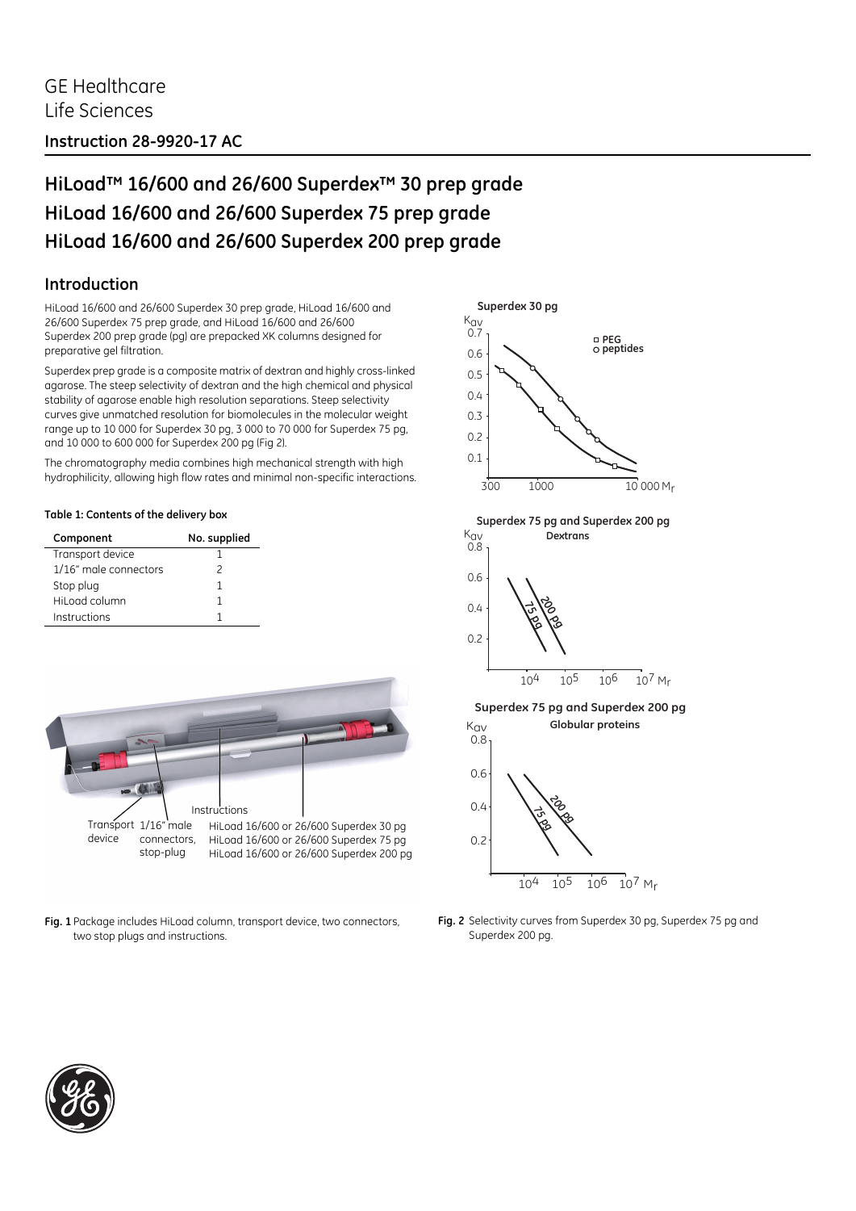GE Healthcare
Life Sciences

**Instruction 28-9920-17 AC**

# HiLoad™ 16/600 and 26/600 Superdex™ 30 prep grade
# HiLoad 16/600 and 26/600 Superdex 75 prep grade
# HiLoad 16/600 and 26/600 Superdex 200 prep grade

## Introduction

HiLoad 16/600 and 26/600 Superdex 30 prep grade, HiLoad 16/600 and 26/600 Superdex 75 prep grade, and HiLoad 16/600 and 26/600 Superdex 200 prep grade (pg) are prepacked XK columns designed for preparative gel filtration.

Superdex prep grade is a composite matrix of dextran and highly cross-linked agarose. The steep selectivity of dextran and the high chemical and physical stability of agarose enable high resolution separations. Steep selectivity curves give unmatched resolution for biomolecules in the molecular weight range up to 10 000 for Superdex 30 pg, 3 000 to 70 000 for Superdex 75 pg, and 10 000 to 600 000 for Superdex 200 pg (Fig 2).

The chromatography media combines high mechanical strength with high hydrophilicity, allowing high flow rates and minimal non-specific interactions.

**Table 1: Contents of the delivery box**

| Component | No. supplied |
|---|---|
| Transport device | 1 |
| 1/16" male connectors | 2 |
| Stop plug | 1 |
| HiLoad column | 1 |
| Instructions | 1 |

**Fig. 1** Package includes HiLoad column, transport device, two connectors, two stop plugs and instructions.

**Fig. 2** Selectivity curves from Superdex 30 pg, Superdex 75 pg and Superdex 200 pg.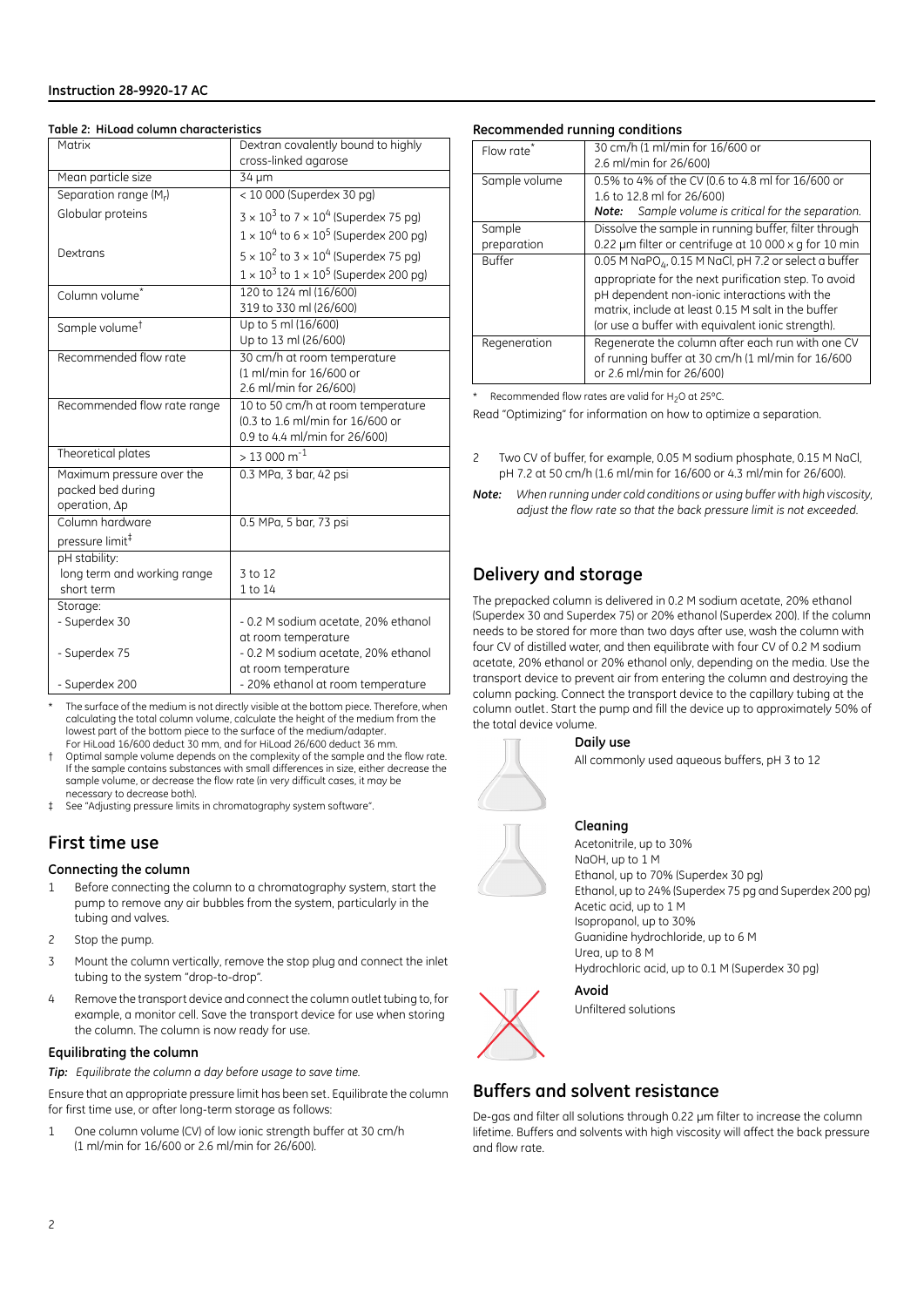**Table 2: HiLoad column characteristics**

| Matrix | Dextran covalently bound to highly cross-linked agarose |
|---|---|
| Mean particle size | 34 µm |
| Separation range ($M_r$) | < 10 000 (Superdex 30 pg) |
| Globular proteins | $3 \times 10^3$ to $7 \times 10^4$ (Superdex 75 pg)<br>$1 \times 10^4$ to $6 \times 10^5$ (Superdex 200 pg) |
| Dextrans | $5 \times 10^2$ to $3 \times 10^4$ (Superdex 75 pg)<br>$1 \times 10^3$ to $1 \times 10^5$ (Superdex 200 pg) |
| Column volume* | 120 to 124 ml (16/600)<br>319 to 330 ml (26/600) |
| Sample volume† | Up to 5 ml (16/600)<br>Up to 13 ml (26/600) |
| Recommended flow rate | 30 cm/h at room temperature (1 ml/min for 16/600 or 2.6 ml/min for 26/600) |
| Recommended flow rate range | 10 to 50 cm/h at room temperature (0.3 to 1.6 ml/min for 16/600 or 0.9 to 4.4 ml/min for 26/600) |
| Theoretical plates | > 13 000 $m^{-1}$ |
| Maximum pressure over the packed bed during operation, Δp | 0.3 MPa, 3 bar, 42 psi |
| Column hardware pressure limit‡ | 0.5 MPa, 5 bar, 73 psi |
| pH stability:<br>long term and working range<br>short term | <br>3 to 12<br>1 to 14 |
| Storage:<br>- Superdex 30<br>- Superdex 75<br>- Superdex 200 | <br>- 0.2 M sodium acetate, 20% ethanol at room temperature<br>- 0.2 M sodium acetate, 20% ethanol at room temperature<br>- 20% ethanol at room temperature |

\* The surface of the medium is not directly visible at the bottom piece. Therefore, when calculating the total column volume, calculate the height of the medium from the lowest part of the bottom piece to the surface of the medium/adapter. For HiLoad 16/600 deduct 30 mm, and for HiLoad 26/600 deduct 36 mm.

† Optimal sample volume depends on the complexity of the sample and the flow rate. If the sample contains substances with small differences in size, either decrease the sample volume, or decrease the flow rate (in very difficult cases, it may be necessary to decrease both).

‡ See "Adjusting pressure limits in chromatography system software".

## First time use

### Connecting the column

1. Before connecting the column to a chromatography system, start the pump to remove any air bubbles from the system, particularly in the tubing and valves.
2. Stop the pump.
3. Mount the column vertically, remove the stop plug and connect the inlet tubing to the system "drop-to-drop".
4. Remove the transport device and connect the column outlet tubing to, for example, a monitor cell. Save the transport device for use when storing the column. The column is now ready for use.

### Equilibrating the column

***Tip:*** *Equilibrate the column a day before usage to save time.*

Ensure that an appropriate pressure limit has been set. Equilibrate the column for first time use, or after long-term storage as follows:

1. One column volume (CV) of low ionic strength buffer at 30 cm/h (1 ml/min for 16/600 or 2.6 ml/min for 26/600).
2. Two CV of buffer, for example, 0.05 M sodium phosphate, 0.15 M NaCl, pH 7.2 at 50 cm/h (1.6 ml/min for 16/600 or 4.3 ml/min for 26/600).

***Note:*** *When running under cold conditions or using buffer with high viscosity, adjust the flow rate so that the back pressure limit is not exceeded.*

### Recommended running conditions

| Flow rate* | 30 cm/h (1 ml/min for 16/600 or 2.6 ml/min for 26/600) |
|---|---|
| Sample volume | 0.5% to 4% of the CV (0.6 to 4.8 ml for 16/600 or 1.6 to 12.8 ml for 26/600)<br>***Note:*** *Sample volume is critical for the separation.* |
| Sample preparation | Dissolve the sample in running buffer, filter through 0.22 µm filter or centrifuge at 10 000 × g for 10 min |
| Buffer | 0.05 M $NaPO_4$, 0.15 M NaCl, pH 7.2 or select a buffer appropriate for the next purification step. To avoid pH dependent non-ionic interactions with the matrix, include at least 0.15 M salt in the buffer (or use a buffer with equivalent ionic strength). |
| Regeneration | Regenerate the column after each run with one CV of running buffer at 30 cm/h (1 ml/min for 16/600 or 2.6 ml/min for 26/600) |

\* Recommended flow rates are valid for $H_2O$ at 25°C.

Read "Optimizing" for information on how to optimize a separation.

## Delivery and storage

The prepacked column is delivered in 0.2 M sodium acetate, 20% ethanol (Superdex 30 and Superdex 75) or 20% ethanol (Superdex 200). If the column needs to be stored for more than two days after use, wash the column with four CV of distilled water, and then equilibrate with four CV of 0.2 M sodium acetate, 20% ethanol or 20% ethanol only, depending on the media. Use the transport device to prevent air from entering the column and destroying the column packing. Connect the transport device to the capillary tubing at the column outlet. Start the pump and fill the device up to approximately 50% of the total device volume.

**Daily use**

All commonly used aqueous buffers, pH 3 to 12

**Cleaning**

Acetonitrile, up to 30%
NaOH, up to 1 M
Ethanol, up to 70% (Superdex 30 pg)
Ethanol, up to 24% (Superdex 75 pg and Superdex 200 pg)
Acetic acid, up to 1 M
Isopropanol, up to 30%
Guanidine hydrochloride, up to 6 M
Urea, up to 8 M
Hydrochloric acid, up to 0.1 M (Superdex 30 pg)

**Avoid**

Unfiltered solutions

## Buffers and solvent resistance

De-gas and filter all solutions through 0.22 µm filter to increase the column lifetime. Buffers and solvents with high viscosity will affect the back pressure and flow rate.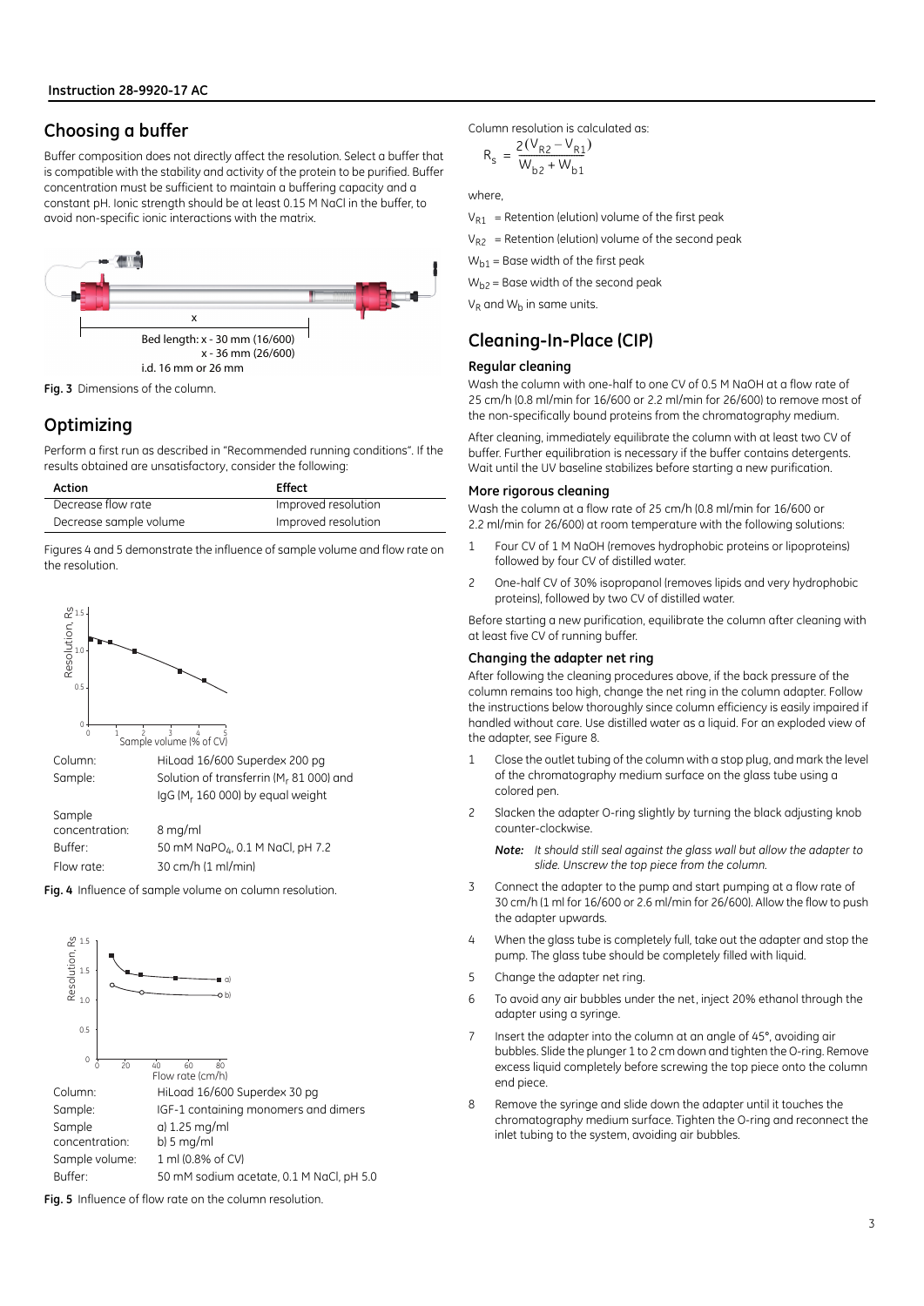## Choosing a buffer

Buffer composition does not directly affect the resolution. Select a buffer that is compatible with the stability and activity of the protein to be purified. Buffer concentration must be sufficient to maintain a buffering capacity and a constant pH. Ionic strength should be at least 0.15 M NaCl in the buffer, to avoid non-specific ionic interactions with the matrix.

x

Bed length: x - 30 mm (16/600)
x - 36 mm (26/600)
i.d. 16 mm or 26 mm

**Fig. 3** Dimensions of the column.

## Optimizing

Perform a first run as described in "Recommended running conditions". If the results obtained are unsatisfactory, consider the following:

| Action | Effect |
|---|---|
| Decrease flow rate | Improved resolution |
| Decrease sample volume | Improved resolution |

Figures 4 and 5 demonstrate the influence of sample volume and flow rate on the resolution.

| | |
|---|---|
| Column: | HiLoad 16/600 Superdex 200 pg |
| Sample: | Solution of transferrin ($M_r$ 81 000) and IgG ($M_r$ 160 000) by equal weight |
| Sample concentration: | 8 mg/ml |
| Buffer: | 50 mM $NaPO_4$, 0.1 M NaCl, pH 7.2 |
| Flow rate: | 30 cm/h (1 ml/min) |

**Fig. 4** Influence of sample volume on column resolution.

| | |
|---|---|
| Column: | HiLoad 16/600 Superdex 30 pg |
| Sample: | IGF-1 containing monomers and dimers |
| Sample concentration: | a) 1.25 mg/ml<br>b) 5 mg/ml |
| Sample volume: | 1 ml (0.8% of CV) |
| Buffer: | 50 mM sodium acetate, 0.1 M NaCl, pH 5.0 |

**Fig. 5** Influence of flow rate on the column resolution.

Column resolution is calculated as:

$$R_s = \frac{2(V_{R2} - V_{R1})}{W_{b2} + W_{b1}}$$

where,

$V_{R1}$ = Retention (elution) volume of the first peak

$V_{R2}$ = Retention (elution) volume of the second peak

$W_{b1}$ = Base width of the first peak

$W_{b2}$ = Base width of the second peak

$V_R$ and $W_b$ in same units.

## Cleaning-In-Place (CIP)

### Regular cleaning

Wash the column with one-half to one CV of 0.5 M NaOH at a flow rate of 25 cm/h (0.8 ml/min for 16/600 or 2.2 ml/min for 26/600) to remove most of the non-specifically bound proteins from the chromatography medium.

After cleaning, immediately equilibrate the column with at least two CV of buffer. Further equilibration is necessary if the buffer contains detergents. Wait until the UV baseline stabilizes before starting a new purification.

### More rigorous cleaning

Wash the column at a flow rate of 25 cm/h (0.8 ml/min for 16/600 or 2.2 ml/min for 26/600) at room temperature with the following solutions:

1. Four CV of 1 M NaOH (removes hydrophobic proteins or lipoproteins) followed by four CV of distilled water.
2. One-half CV of 30% isopropanol (removes lipids and very hydrophobic proteins), followed by two CV of distilled water.

Before starting a new purification, equilibrate the column after cleaning with at least five CV of running buffer.

### Changing the adapter net ring

After following the cleaning procedures above, if the back pressure of the column remains too high, change the net ring in the column adapter. Follow the instructions below thoroughly since column efficiency is easily impaired if handled without care. Use distilled water as a liquid. For an exploded view of the adapter, see Figure 8.

1. Close the outlet tubing of the column with a stop plug, and mark the level of the chromatography medium surface on the glass tube using a colored pen.
2. Slacken the adapter O-ring slightly by turning the black adjusting knob counter-clockwise.

   ***Note:*** *It should still seal against the glass wall but allow the adapter to slide. Unscrew the top piece from the column.*
3. Connect the adapter to the pump and start pumping at a flow rate of 30 cm/h (1 ml for 16/600 or 2.6 ml/min for 26/600). Allow the flow to push the adapter upwards.
4. When the glass tube is completely full, take out the adapter and stop the pump. The glass tube should be completely filled with liquid.
5. Change the adapter net ring.
6. To avoid any air bubbles under the net, inject 20% ethanol through the adapter using a syringe.
7. Insert the adapter into the column at an angle of 45°, avoiding air bubbles. Slide the plunger 1 to 2 cm down and tighten the O-ring. Remove excess liquid completely before screwing the top piece onto the column end piece.
8. Remove the syringe and slide down the adapter until it touches the chromatography medium surface. Tighten the O-ring and reconnect the inlet tubing to the system, avoiding air bubbles.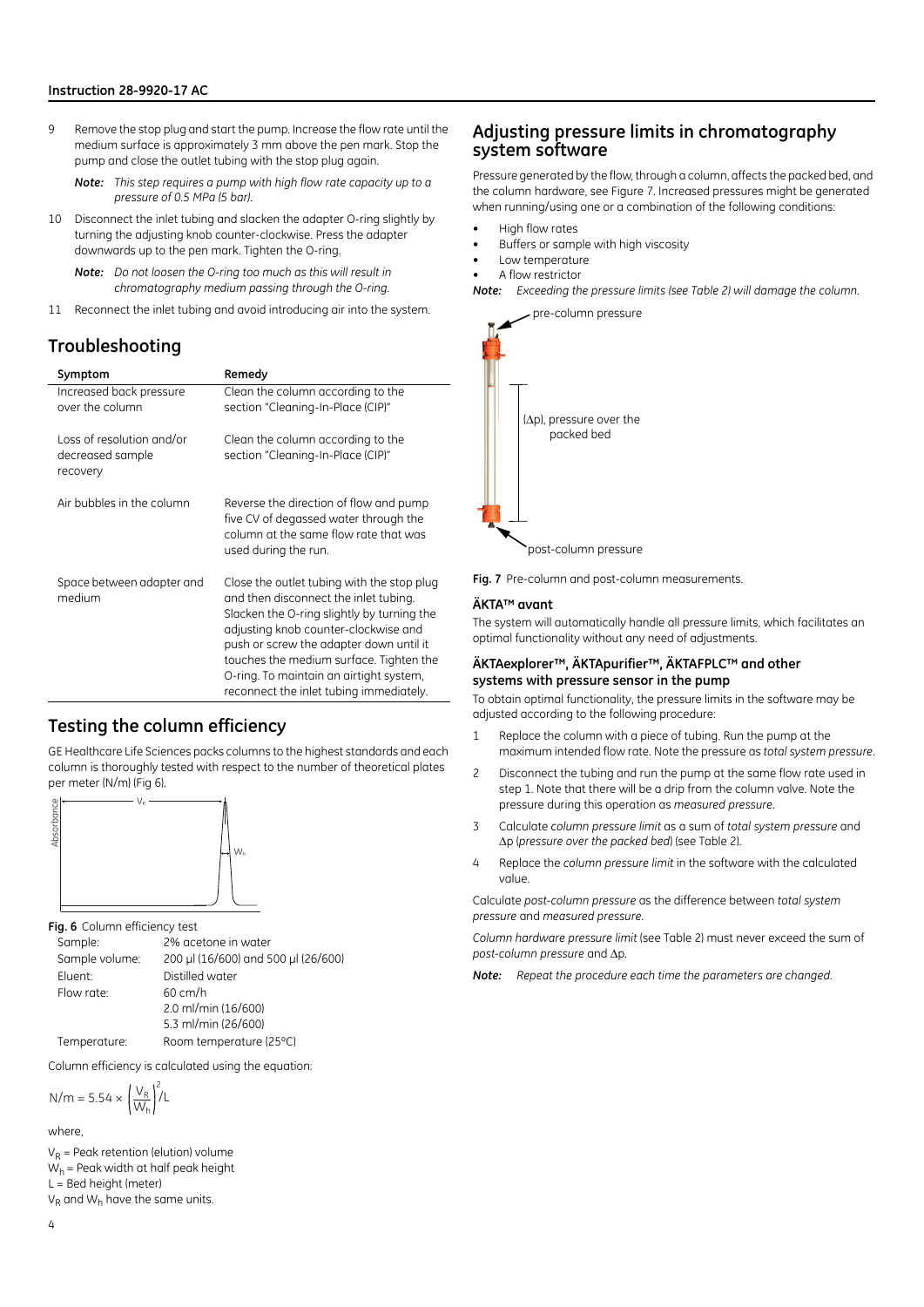9 Remove the stop plug and start the pump. Increase the flow rate until the medium surface is approximately 3 mm above the pen mark. Stop the pump and close the outlet tubing with the stop plug again.

   ***Note:*** *This step requires a pump with high flow rate capacity up to a pressure of 0.5 MPa (5 bar).*

10 Disconnect the inlet tubing and slacken the adapter O-ring slightly by turning the adjusting knob counter-clockwise. Press the adapter downwards up to the pen mark. Tighten the O-ring.

   ***Note:*** *Do not loosen the O-ring too much as this will result in chromatography medium passing through the O-ring.*

11 Reconnect the inlet tubing and avoid introducing air into the system.

## Troubleshooting

| Symptom | Remedy |
|---|---|
| Increased back pressure over the column | Clean the column according to the section "Cleaning-In-Place (CIP)" |
| Loss of resolution and/or decreased sample recovery | Clean the column according to the section "Cleaning-In-Place (CIP)" |
| Air bubbles in the column | Reverse the direction of flow and pump five CV of degassed water through the column at the same flow rate that was used during the run. |
| Space between adapter and medium | Close the outlet tubing with the stop plug and then disconnect the inlet tubing. Slacken the O-ring slightly by turning the adjusting knob counter-clockwise and push or screw the adapter down until it touches the medium surface. Tighten the O-ring. To maintain an airtight system, reconnect the inlet tubing immediately. |

## Testing the column efficiency

GE Healthcare Life Sciences packs columns to the highest standards and each column is thoroughly tested with respect to the number of theoretical plates per meter (N/m) (Fig 6).

**Fig. 6** Column efficiency test

| | |
|---|---|
| Sample: | 2% acetone in water |
| Sample volume: | 200 µl (16/600) and 500 µl (26/600) |
| Eluent: | Distilled water |
| Flow rate: | 60 cm/h<br>2.0 ml/min (16/600)<br>5.3 ml/min (26/600) |
| Temperature: | Room temperature (25°C) |

Column efficiency is calculated using the equation:

$$N/m = 5.54 \times \left(\frac{V_R}{W_h}\right)^2 / L$$

where,

$V_R$ = Peak retention (elution) volume
$W_h$ = Peak width at half peak height
L = Bed height (meter)
$V_R$ and $W_h$ have the same units.

## Adjusting pressure limits in chromatography system software

Pressure generated by the flow, through a column, affects the packed bed, and the column hardware, see Figure 7. Increased pressures might be generated when running/using one or a combination of the following conditions:

- High flow rates
- Buffers or sample with high viscosity
- Low temperature
- A flow restrictor

***Note:*** *Exceeding the pressure limits (see Table 2) will damage the column.*

pre-column pressure

($\Delta$p), pressure over the packed bed

post-column pressure

**Fig. 7** Pre-column and post-column measurements.

### ÄKTA™ avant

The system will automatically handle all pressure limits, which facilitates an optimal functionality without any need of adjustments.

### ÄKTAexplorer™, ÄKTApurifier™, ÄKTAFPLC™ and other systems with pressure sensor in the pump

To obtain optimal functionality, the pressure limits in the software may be adjusted according to the following procedure:

1. Replace the column with a piece of tubing. Run the pump at the maximum intended flow rate. Note the pressure as *total system pressure*.
2. Disconnect the tubing and run the pump at the same flow rate used in step 1. Note that there will be a drip from the column valve. Note the pressure during this operation as *measured pressure*.
3. Calculate *column pressure limit* as a sum of *total system pressure* and $\Delta$p (*pressure over the packed bed*) (see Table 2).
4. Replace the *column pressure limit* in the software with the calculated value.

Calculate *post-column pressure* as the difference between *total system pressure* and *measured pressure*.

*Column hardware pressure limit* (see Table 2) must never exceed the sum of *post-column pressure* and $\Delta$p.

***Note:*** *Repeat the procedure each time the parameters are changed.*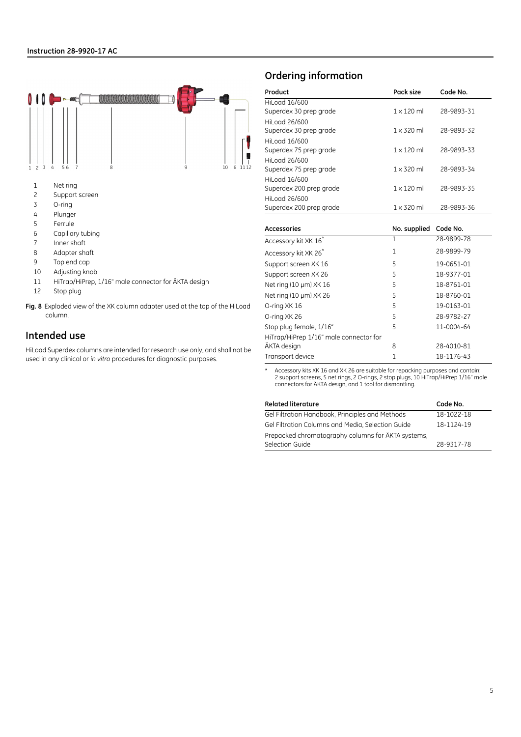1. Net ring
2. Support screen
3. O-ring
4. Plunger
5. Ferrule
6. Capillary tubing
7. Inner shaft
8. Adapter shaft
9. Top end cap
10. Adjusting knob
11. HiTrap/HiPrep, 1/16" male connector for ÄKTA design
12. Stop plug

**Fig. 8** Exploded view of the XK column adapter used at the top of the HiLoad column.

## Intended use

HiLoad Superdex columns are intended for research use only, and shall not be used in any clinical or *in vitro* procedures for diagnostic purposes.

## Ordering information

| Product | Pack size | Code No. |
|---|---|---|
| HiLoad 16/600 Superdex 30 prep grade | 1 × 120 ml | 28-9893-31 |
| HiLoad 26/600 Superdex 30 prep grade | 1 × 320 ml | 28-9893-32 |
| HiLoad 16/600 Superdex 75 prep grade | 1 × 120 ml | 28-9893-33 |
| HiLoad 26/600 Superdex 75 prep grade | 1 × 320 ml | 28-9893-34 |
| HiLoad 16/600 Superdex 200 prep grade | 1 × 120 ml | 28-9893-35 |
| HiLoad 26/600 Superdex 200 prep grade | 1 × 320 ml | 28-9893-36 |

| Accessories | No. supplied | Code No. |
|---|---|---|
| Accessory kit XK 16* | 1 | 28-9899-78 |
| Accessory kit XK 26* | 1 | 28-9899-79 |
| Support screen XK 16 | 5 | 19-0651-01 |
| Support screen XK 26 | 5 | 18-9377-01 |
| Net ring (10 µm) XK 16 | 5 | 18-8761-01 |
| Net ring (10 µm) XK 26 | 5 | 18-8760-01 |
| O-ring XK 16 | 5 | 19-0163-01 |
| O-ring XK 26 | 5 | 28-9782-27 |
| Stop plug female, 1/16" | 5 | 11-0004-64 |
| HiTrap/HiPrep 1/16" male connector for ÄKTA design | 8 | 28-4010-81 |
| Transport device | 1 | 18-1176-43 |

\* Accessory kits XK 16 and XK 26 are suitable for repacking purposes and contain: 2 support screens, 5 net rings, 2 O-rings, 2 stop plugs, 10 HiTrap/HiPrep 1/16" male connectors for ÄKTA design, and 1 tool for dismantling.

| Related literature | Code No. |
|---|---|
| Gel Filtration Handbook, Principles and Methods | 18-1022-18 |
| Gel Filtration Columns and Media, Selection Guide | 18-1124-19 |
| Prepacked chromatography columns for ÄKTA systems, Selection Guide | 28-9317-78 |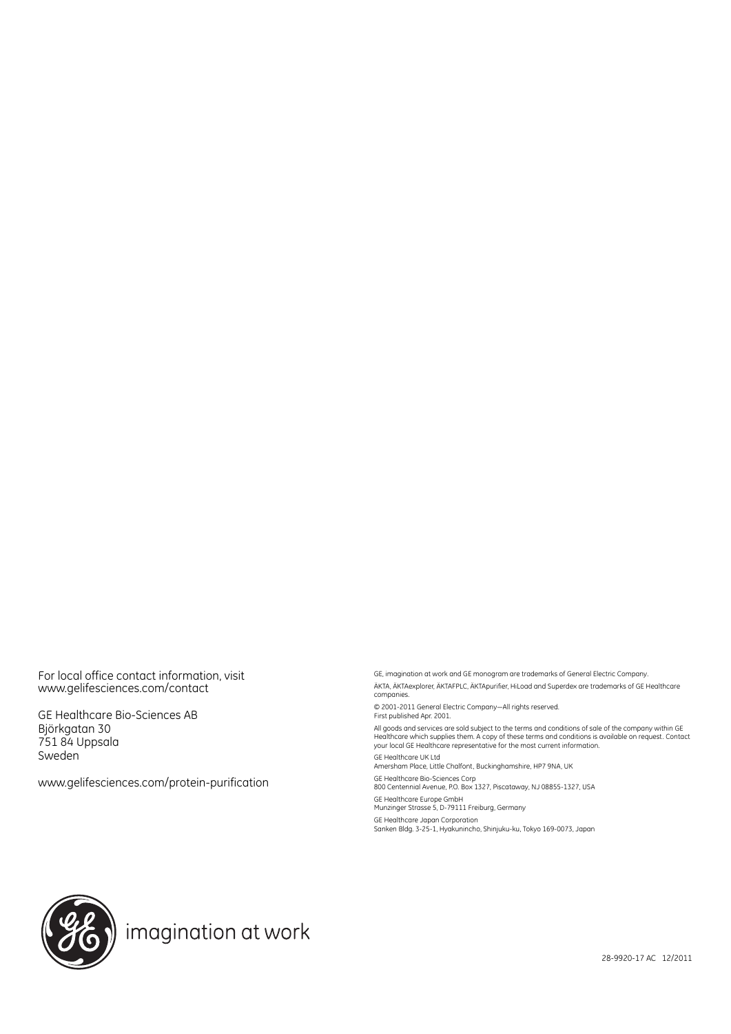For local office contact information, visit
www.gelifesciences.com/contact

GE Healthcare Bio-Sciences AB
Björkgatan 30
751 84 Uppsala
Sweden

www.gelifesciences.com/protein-purification

GE, imagination at work and GE monogram are trademarks of General Electric Company.

ÄKTA, ÄKTAexplorer, ÄKTAFPLC, ÄKTApurifier, HiLoad and Superdex are trademarks of GE Healthcare companies.

© 2001-2011 General Electric Company—All rights reserved.
First published Apr. 2001.

All goods and services are sold subject to the terms and conditions of sale of the company within GE Healthcare which supplies them. A copy of these terms and conditions is available on request. Contact your local GE Healthcare representative for the most current information.

GE Healthcare UK Ltd
Amersham Place, Little Chalfont, Buckinghamshire, HP7 9NA, UK

GE Healthcare Bio-Sciences Corp
800 Centennial Avenue, P.O. Box 1327, Piscataway, NJ 08855-1327, USA

GE Healthcare Europe GmbH
Munzinger Strasse 5, D-79111 Freiburg, Germany

GE Healthcare Japan Corporation
Sanken Bldg. 3-25-1, Hyakunincho, Shinjuku-ku, Tokyo 169-0073, Japan

imagination at work

28-9920-17 AC 12/2011